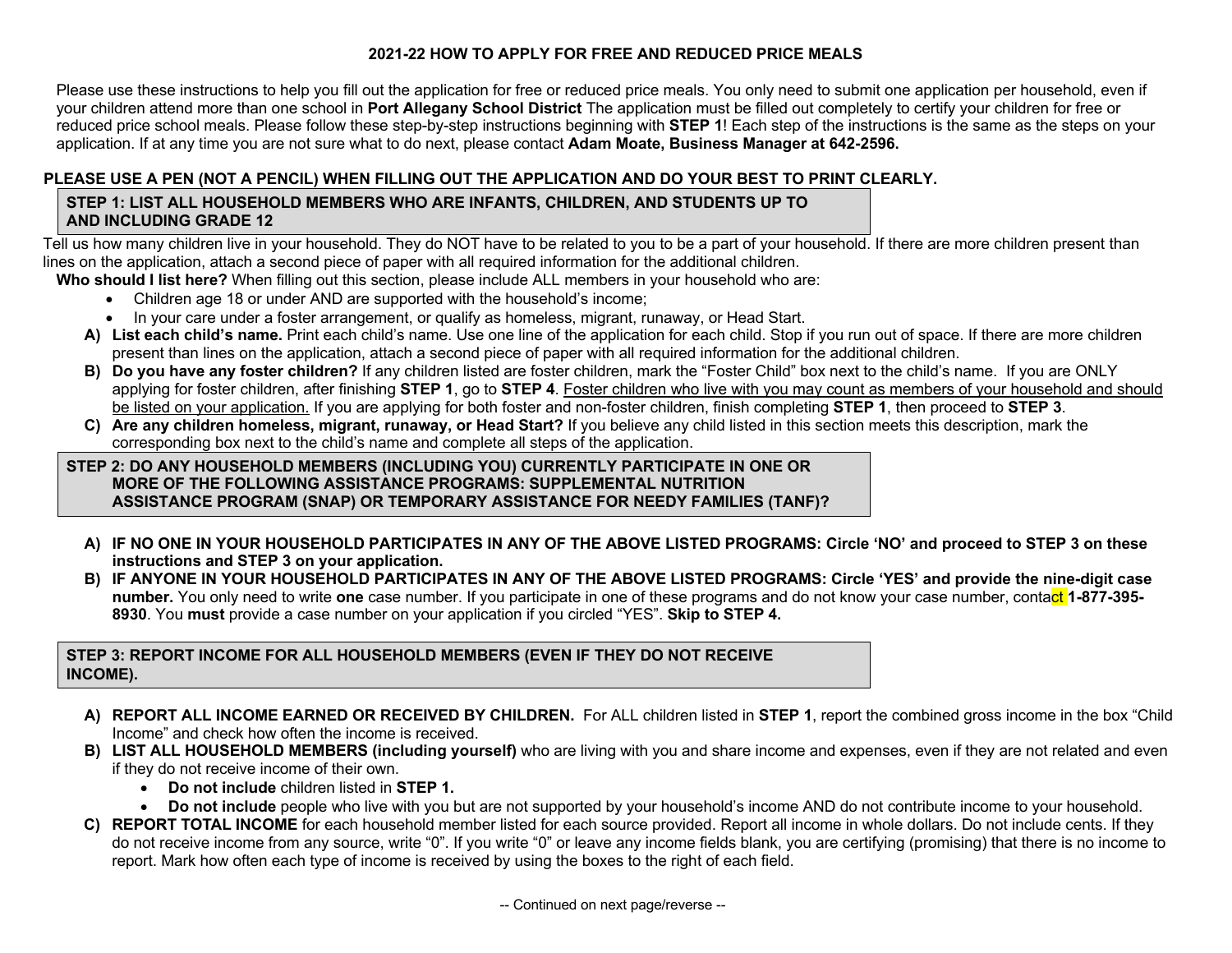# 2021-22 HOW TO APPLY FOR FREE AND REDUCED PRICE MEALS

Please use these instructions to help you fill out the application for free or reduced price meals. You only need to submit one application per household, even if your children attend more than one school in **Port Allegany School District** The application must be filled out completely to certify your children for free or reduced price school meals. Please follow these step-by-step instructions beginning with **STEP 1**! Each step of the instructions is the same as the steps on your application. If at any time you are not sure what to do next, please contact **Adam Moate, Business Manager at 642-2596.**

**PLEASE USE A PEN (NOT A PENCIL) WHEN FILLING OUT THE APPLICATION AND DO YOUR BEST TO PRINT CLEARLY.**

## STEP 1: LIST ALL HOUSEHOLD MEMBERS WHO ARE INFANTS, CHILDREN, AND STUDENTS UP TO AND INCLUDING GRADE 12

Tell us how many children live in your household. They do NOT have to be related to you to be a part of your household. If there are more children present than lines on the application, attach a second piece of paper with all required information for the additional children.

**Who should I list here?** When filling out this section, please include ALL members in your household who are:

- Children age 18 or under AND are supported with the household's income;
- In your care under a foster arrangement, or qualify as homeless, migrant, runaway, or Head Start.

**A) List each child's name.** Print each child's name. Use one line of the application for each child. Stop if you run out of space. If there are more children present than lines on the application, attach a second piece of paper with all required information for the additional children.

**B) Do you have any foster children?** If any children listed are foster children, mark the "Foster Child" box next to the child's name. If you are ONLY applying for foster children, after finishing **STEP 1**, go to **STEP 4**. Foster children who live with you may count as members of your household and should be listed on your application. If you are applying for both foster and non-foster children, finish completing **STEP 1**, then proceed to **STEP 3**.

**C) Are any children homeless, migrant, runaway, or Head Start?** If you believe any child listed in this section meets this description, mark the corresponding box next to the child's name and complete all steps of the application.

## STEP 2: DO ANY HOUSEHOLD MEMBERS (INCLUDING YOU) CURRENTLY PARTICIPATE IN ONE OR MORE OF THE FOLLOWING ASSISTANCE PROGRAMS: SUPPLEMENTAL NUTRITION ASSISTANCE PROGRAM (SNAP) OR TEMPORARY ASSISTANCE FOR NEEDY FAMILIES (TANF)?

**A) IF NO ONE IN YOUR HOUSEHOLD PARTICIPATES IN ANY OF THE ABOVE LISTED PROGRAMS: Circle 'NO' and proceed to STEP 3 on these instructions and STEP 3 on your application.**

**B) IF ANYONE IN YOUR HOUSEHOLD PARTICIPATES IN ANY OF THE ABOVE LISTED PROGRAMS: Circle 'YES' and provide the nine-digit case number.** You only need to write **one** case number. If you participate in one of these programs and do not know your case number, contact **1-877-395-8930**. You **must** provide a case number on your application if you circled "YES". **Skip to STEP 4.**

## STEP 3: REPORT INCOME FOR ALL HOUSEHOLD MEMBERS (EVEN IF THEY DO NOT RECEIVE INCOME).

**A) REPORT ALL INCOME EARNED OR RECEIVED BY CHILDREN.** For ALL children listed in **STEP 1**, report the combined gross income in the box "Child Income" and check how often the income is received.

**B) LIST ALL HOUSEHOLD MEMBERS (including yourself)** who are living with you and share income and expenses, even if they are not related and even if they do not receive income of their own.

- **Do not include** children listed in **STEP 1.**
- **Do not include** people who live with you but are not supported by your household's income AND do not contribute income to your household.

**C) REPORT TOTAL INCOME** for each household member listed for each source provided. Report all income in whole dollars. Do not include cents. If they do not receive income from any source, write "0". If you write "0" or leave any income fields blank, you are certifying (promising) that there is no income to report. Mark how often each type of income is received by using the boxes to the right of each field.

-- Continued on next page/reverse --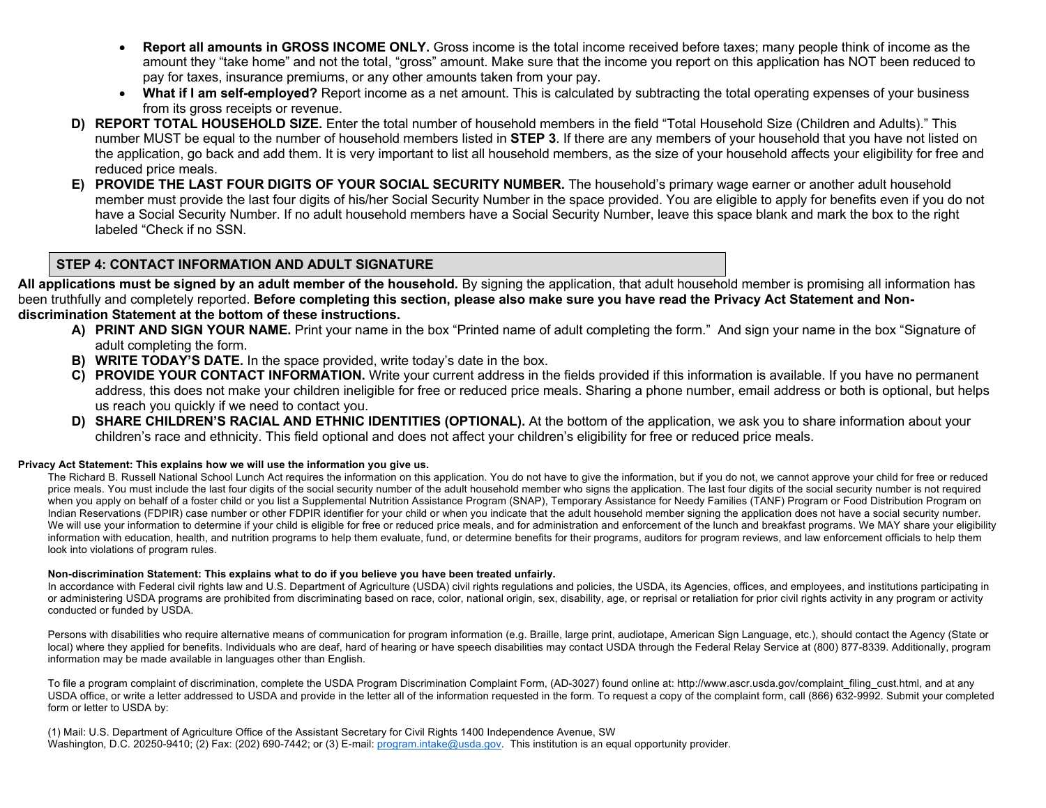- **Report all amounts in GROSS INCOME ONLY.** Gross income is the total income received before taxes; many people think of income as the amount they "take home" and not the total, "gross" amount. Make sure that the income you report on this application has NOT been reduced to pay for taxes, insurance premiums, or any other amounts taken from your pay.
- **What if I am self-employed?** Report income as a net amount. This is calculated by subtracting the total operating expenses of your business from its gross receipts or revenue.

D) **REPORT TOTAL HOUSEHOLD SIZE.** Enter the total number of household members in the field "Total Household Size (Children and Adults)." This number MUST be equal to the number of household members listed in **STEP 3**. If there are any members of your household that you have not listed on the application, go back and add them. It is very important to list all household members, as the size of your household affects your eligibility for free and reduced price meals.

E) **PROVIDE THE LAST FOUR DIGITS OF YOUR SOCIAL SECURITY NUMBER.** The household's primary wage earner or another adult household member must provide the last four digits of his/her Social Security Number in the space provided. You are eligible to apply for benefits even if you do not have a Social Security Number. If no adult household members have a Social Security Number, leave this space blank and mark the box to the right labeled "Check if no SSN.

## STEP 4: CONTACT INFORMATION AND ADULT SIGNATURE

**All applications must be signed by an adult member of the household.** By signing the application, that adult household member is promising all information has been truthfully and completely reported. **Before completing this section, please also make sure you have read the Privacy Act Statement and Non-discrimination Statement at the bottom of these instructions.**

A) **PRINT AND SIGN YOUR NAME.** Print your name in the box "Printed name of adult completing the form." And sign your name in the box "Signature of adult completing the form.

B) **WRITE TODAY'S DATE.** In the space provided, write today's date in the box.

C) **PROVIDE YOUR CONTACT INFORMATION.** Write your current address in the fields provided if this information is available. If you have no permanent address, this does not make your children ineligible for free or reduced price meals. Sharing a phone number, email address or both is optional, but helps us reach you quickly if we need to contact you.

D) **SHARE CHILDREN'S RACIAL AND ETHNIC IDENTITIES (OPTIONAL).** At the bottom of the application, we ask you to share information about your children's race and ethnicity. This field optional and does not affect your children's eligibility for free or reduced price meals.

**Privacy Act Statement: This explains how we will use the information you give us.**

The Richard B. Russell National School Lunch Act requires the information on this application. You do not have to give the information, but if you do not, we cannot approve your child for free or reduced price meals. You must include the last four digits of the social security number of the adult household member who signs the application. The last four digits of the social security number is not required when you apply on behalf of a foster child or you list a Supplemental Nutrition Assistance Program (SNAP), Temporary Assistance for Needy Families (TANF) Program or Food Distribution Program on Indian Reservations (FDPIR) case number or other FDPIR identifier for your child or when you indicate that the adult household member signing the application does not have a social security number. We will use your information to determine if your child is eligible for free or reduced price meals, and for administration and enforcement of the lunch and breakfast programs. We MAY share your eligibility information with education, health, and nutrition programs to help them evaluate, fund, or determine benefits for their programs, auditors for program reviews, and law enforcement officials to help them look into violations of program rules.

**Non-discrimination Statement: This explains what to do if you believe you have been treated unfairly.**

In accordance with Federal civil rights law and U.S. Department of Agriculture (USDA) civil rights regulations and policies, the USDA, its Agencies, offices, and employees, and institutions participating in or administering USDA programs are prohibited from discriminating based on race, color, national origin, sex, disability, age, or reprisal or retaliation for prior civil rights activity in any program or activity conducted or funded by USDA.

Persons with disabilities who require alternative means of communication for program information (e.g. Braille, large print, audiotape, American Sign Language, etc.), should contact the Agency (State or local) where they applied for benefits. Individuals who are deaf, hard of hearing or have speech disabilities may contact USDA through the Federal Relay Service at (800) 877-8339. Additionally, program information may be made available in languages other than English.

To file a program complaint of discrimination, complete the USDA Program Discrimination Complaint Form, (AD-3027) found online at: http://www.ascr.usda.gov/complaint_filing_cust.html, and at any USDA office, or write a letter addressed to USDA and provide in the letter all of the information requested in the form. To request a copy of the complaint form, call (866) 632-9992. Submit your completed form or letter to USDA by:

(1) Mail: U.S. Department of Agriculture Office of the Assistant Secretary for Civil Rights 1400 Independence Avenue, SW Washington, D.C. 20250-9410; (2) Fax: (202) 690-7442; or (3) E-mail: program.intake@usda.gov. This institution is an equal opportunity provider.